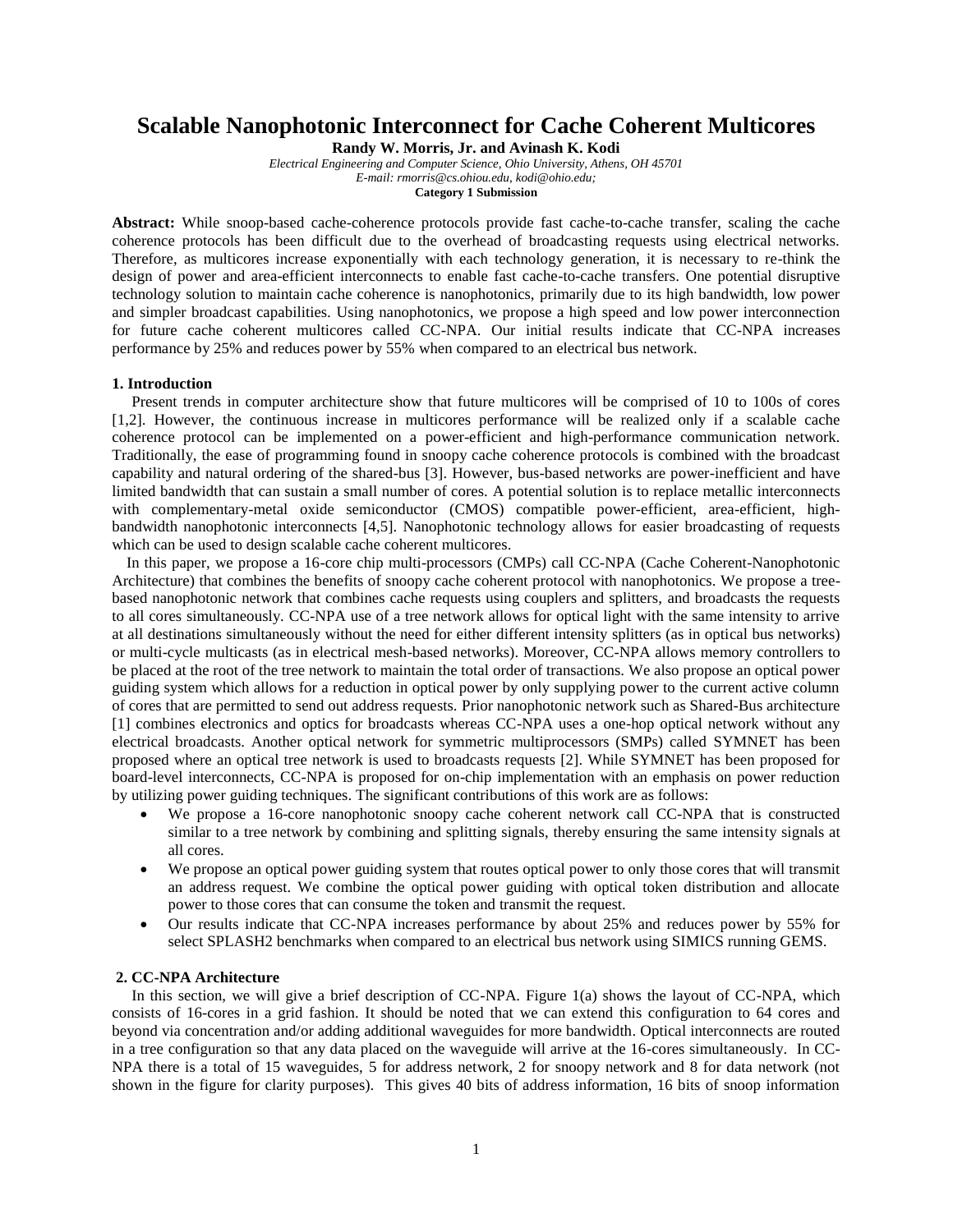# Scalable Nanophotonic Interconnect for Cache Coherent Multicores

**Randy W. Morris, Jr. and Avinash K. Kodi**

*Electrical Engineering and Computer Science, Ohio University, Athens, OH 45701*

*E-mail: rmorris@cs.ohiou.edu, kodi@ohio.edu;*

**Category 1 Submission**

**Abstract:** While snoop-based cache-coherence protocols provide fast cache-to-cache transfer, scaling the cache coherence protocols has been difficult due to the overhead of broadcasting requests using electrical networks. Therefore, as multicores increase exponentially with each technology generation, it is necessary to re-think the design of power and area-efficient interconnects to enable fast cache-to-cache transfers. One potential disruptive technology solution to maintain cache coherence is nanophotonics, primarily due to its high bandwidth, low power and simpler broadcast capabilities. Using nanophotonics, we propose a high speed and low power interconnection for future cache coherent multicores called CC-NPA. Our initial results indicate that CC-NPA increases performance by 25% and reduces power by 55% when compared to an electrical bus network.

## 1. Introduction

Present trends in computer architecture show that future multicores will be comprised of 10 to 100s of cores [1,2]. However, the continuous increase in multicores performance will be realized only if a scalable cache coherence protocol can be implemented on a power-efficient and high-performance communication network. Traditionally, the ease of programming found in snoopy cache coherence protocols is combined with the broadcast capability and natural ordering of the shared-bus [3]. However, bus-based networks are power-inefficient and have limited bandwidth that can sustain a small number of cores. A potential solution is to replace metallic interconnects with complementary-metal oxide semiconductor (CMOS) compatible power-efficient, area-efficient, high-bandwidth nanophotonic interconnects [4,5]. Nanophotonic technology allows for easier broadcasting of requests which can be used to design scalable cache coherent multicores.

In this paper, we propose a 16-core chip multi-processors (CMPs) call CC-NPA (Cache Coherent-Nanophotonic Architecture) that combines the benefits of snoopy cache coherent protocol with nanophotonics. We propose a tree-based nanophotonic network that combines cache requests using couplers and splitters, and broadcasts the requests to all cores simultaneously. CC-NPA use of a tree network allows for optical light with the same intensity to arrive at all destinations simultaneously without the need for either different intensity splitters (as in optical bus networks) or multi-cycle multicasts (as in electrical mesh-based networks). Moreover, CC-NPA allows memory controllers to be placed at the root of the tree network to maintain the total order of transactions. We also propose an optical power guiding system which allows for a reduction in optical power by only supplying power to the current active column of cores that are permitted to send out address requests. Prior nanophotonic network such as Shared-Bus architecture [1] combines electronics and optics for broadcasts whereas CC-NPA uses a one-hop optical network without any electrical broadcasts. Another optical network for symmetric multiprocessors (SMPs) called SYMNET has been proposed where an optical tree network is used to broadcasts requests [2]. While SYMNET has been proposed for board-level interconnects, CC-NPA is proposed for on-chip implementation with an emphasis on power reduction by utilizing power guiding techniques. The significant contributions of this work are as follows:

- We propose a 16-core nanophotonic snoopy cache coherent network call CC-NPA that is constructed similar to a tree network by combining and splitting signals, thereby ensuring the same intensity signals at all cores.
- We propose an optical power guiding system that routes optical power to only those cores that will transmit an address request. We combine the optical power guiding with optical token distribution and allocate power to those cores that can consume the token and transmit the request.
- Our results indicate that CC-NPA increases performance by about 25% and reduces power by 55% for select SPLASH2 benchmarks when compared to an electrical bus network using SIMICS running GEMS.

## 2. CC-NPA Architecture

In this section, we will give a brief description of CC-NPA. Figure 1(a) shows the layout of CC-NPA, which consists of 16-cores in a grid fashion. It should be noted that we can extend this configuration to 64 cores and beyond via concentration and/or adding additional waveguides for more bandwidth. Optical interconnects are routed in a tree configuration so that any data placed on the waveguide will arrive at the 16-cores simultaneously. In CC-NPA there is a total of 15 waveguides, 5 for address network, 2 for snoopy network and 8 for data network (not shown in the figure for clarity purposes). This gives 40 bits of address information, 16 bits of snoop information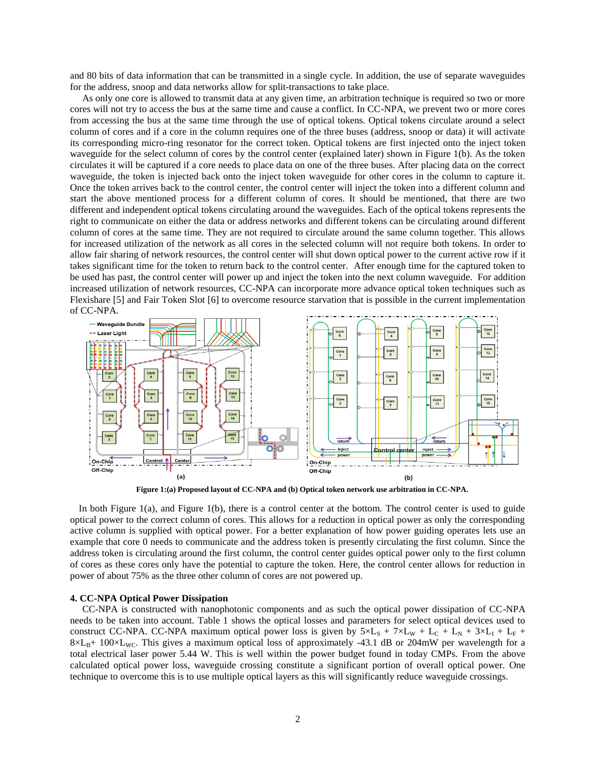and 80 bits of data information that can be transmitted in a single cycle. In addition, the use of separate waveguides for the address, snoop and data networks allow for split-transactions to take place.

As only one core is allowed to transmit data at any given time, an arbitration technique is required so two or more cores will not try to access the bus at the same time and cause a conflict. In CC-NPA, we prevent two or more cores from accessing the bus at the same time through the use of optical tokens. Optical tokens circulate around a select column of cores and if a core in the column requires one of the three buses (address, snoop or data) it will activate its corresponding micro-ring resonator for the correct token. Optical tokens are first injected onto the inject token waveguide for the select column of cores by the control center (explained later) shown in Figure 1(b). As the token circulates it will be captured if a core needs to place data on one of the three buses. After placing data on the correct waveguide, the token is injected back onto the inject token waveguide for other cores in the column to capture it. Once the token arrives back to the control center, the control center will inject the token into a different column and start the above mentioned process for a different column of cores. It should be mentioned, that there are two different and independent optical tokens circulating around the waveguides. Each of the optical tokens represents the right to communicate on either the data or address networks and different tokens can be circulating around different column of cores at the same time. They are not required to circulate around the same column together. This allows for increased utilization of the network as all cores in the selected column will not require both tokens. In order to allow fair sharing of network resources, the control center will shut down optical power to the current active row if it takes significant time for the token to return back to the control center. After enough time for the captured token to be used has past, the control center will power up and inject the token into the next column waveguide. For addition increased utilization of network resources, CC-NPA can incorporate more advance optical token techniques such as Flexishare [5] and Fair Token Slot [6] to overcome resource starvation that is possible in the current implementation of CC-NPA.

**Figure 1:(a) Proposed layout of CC-NPA and (b) Optical token network use arbitration in CC-NPA.**

In both Figure 1(a), and Figure 1(b), there is a control center at the bottom. The control center is used to guide optical power to the correct column of cores. This allows for a reduction in optical power as only the corresponding active column is supplied with optical power. For a better explanation of how power guiding operates lets use an example that core 0 needs to communicate and the address token is presently circulating the first column. Since the address token is circulating around the first column, the control center guides optical power only to the first column of cores as these cores only have the potential to capture the token. Here, the control center allows for reduction in power of about 75% as the three other column of cores are not powered up.

### 4. CC-NPA Optical Power Dissipation

CC-NPA is constructed with nanophotonic components and as such the optical power dissipation of CC-NPA needs to be taken into account. Table 1 shows the optical losses and parameters for select optical devices used to construct CC-NPA. CC-NPA maximum optical power loss is given by $5{\times}L_S + 7{\times}L_W + L_C + L_N + 3{\times}L_I + L_F + 8{\times}L_B + 100{\times}L_{WC}$. This gives a maximum optical loss of approximately -43.1 dB or 204mW per wavelength for a total electrical laser power 5.44 W. This is well within the power budget found in today CMPs. From the above calculated optical power loss, waveguide crossing constitute a significant portion of overall optical power. One technique to overcome this is to use multiple optical layers as this will significantly reduce waveguide crossings.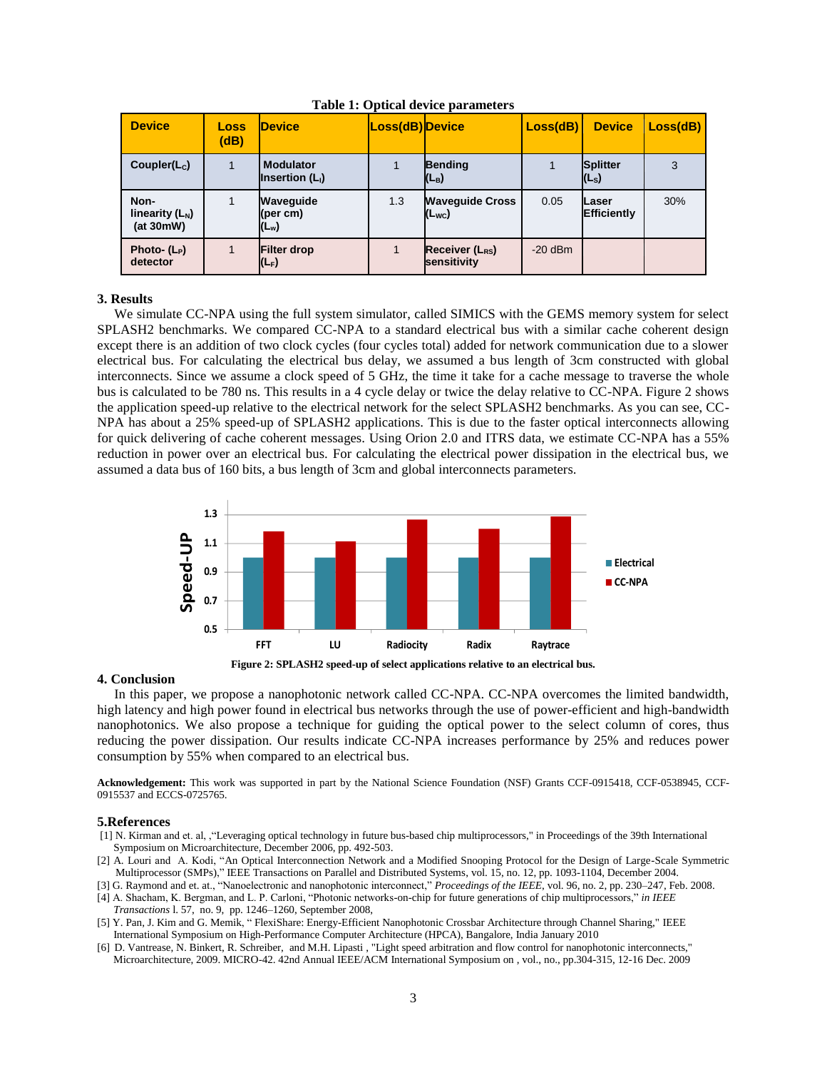**Table 1: Optical device parameters**

| Device | Loss (dB) | Device | Loss(dB) | Device | Loss(dB) | Device | Loss(dB) |
|---|---|---|---|---|---|---|---|
| Coupler($L_C$) | 1 | Modulator Insertion ($L_I$) | 1 | Bending ($L_B$) | 1 | Splitter ($L_S$) | 3 |
| Non-linearity ($L_N$) (at 30mW) | 1 | Waveguide (per cm) ($L_w$) | 1.3 | Waveguide Cross ($L_{WC}$) | 0.05 | Laser Efficiently | 30% |
| Photo- ($L_P$) detector | 1 | Filter drop ($L_F$) | 1 | Receiver ($L_{RS}$) sensitivity | -20 dBm | | |

## 3. Results

We simulate CC-NPA using the full system simulator, called SIMICS with the GEMS memory system for select SPLASH2 benchmarks. We compared CC-NPA to a standard electrical bus with a similar cache coherent design except there is an addition of two clock cycles (four cycles total) added for network communication due to a slower electrical bus. For calculating the electrical bus delay, we assumed a bus length of 3cm constructed with global interconnects. Since we assume a clock speed of 5 GHz, the time it take for a cache message to traverse the whole bus is calculated to be 780 ns. This results in a 4 cycle delay or twice the delay relative to CC-NPA. Figure 2 shows the application speed-up relative to the electrical network for the select SPLASH2 benchmarks. As you can see, CC-NPA has about a 25% speed-up of SPLASH2 applications. This is due to the faster optical interconnects allowing for quick delivering of cache coherent messages. Using Orion 2.0 and ITRS data, we estimate CC-NPA has a 55% reduction in power over an electrical bus. For calculating the electrical power dissipation in the electrical bus, we assumed a data bus of 160 bits, a bus length of 3cm and global interconnects parameters.

Speed-UP
1.3
1.1
0.9
0.7
0.5
FFT
LU
Radiocity
Radix
Raytrace
Electrical
CC-NPA

**Figure 2: SPLASH2 speed-up of select applications relative to an electrical bus.**

## 4. Conclusion

In this paper, we propose a nanophotonic network called CC-NPA. CC-NPA overcomes the limited bandwidth, high latency and high power found in electrical bus networks through the use of power-efficient and high-bandwidth nanophotonics. We also propose a technique for guiding the optical power to the select column of cores, thus reducing the power dissipation. Our results indicate CC-NPA increases performance by 25% and reduces power consumption by 55% when compared to an electrical bus.

**Acknowledgement:** This work was supported in part by the National Science Foundation (NSF) Grants CCF-0915418, CCF-0538945, CCF-0915537 and ECCS-0725765.

## 5.References

[1] N. Kirman and et. al, ,"Leveraging optical technology in future bus-based chip multiprocessors," in Proceedings of the 39th International Symposium on Microarchitecture, December 2006, pp. 492-503.

[2] A. Louri and A. Kodi, "An Optical Interconnection Network and a Modified Snooping Protocol for the Design of Large-Scale Symmetric Multiprocessor (SMPs)," IEEE Transactions on Parallel and Distributed Systems, vol. 15, no. 12, pp. 1093-1104, December 2004.

[3] G. Raymond and et. at., "Nanoelectronic and nanophotonic interconnect," *Proceedings of the IEEE*, vol. 96, no. 2, pp. 230–247, Feb. 2008.

[4] A. Shacham, K. Bergman, and L. P. Carloni, "Photonic networks-on-chip for future generations of chip multiprocessors," *in IEEE Transactions* l. 57, no. 9, pp. 1246–1260, September 2008,

[5] Y. Pan, J. Kim and G. Memik, " FlexiShare: Energy-Efficient Nanophotonic Crossbar Architecture through Channel Sharing," IEEE International Symposium on High-Performance Computer Architecture (HPCA), Bangalore, India January 2010

[6] D. Vantrease, N. Binkert, R. Schreiber, and M.H. Lipasti , "Light speed arbitration and flow control for nanophotonic interconnects," Microarchitecture, 2009. MICRO-42. 42nd Annual IEEE/ACM International Symposium on , vol., no., pp.304-315, 12-16 Dec. 2009